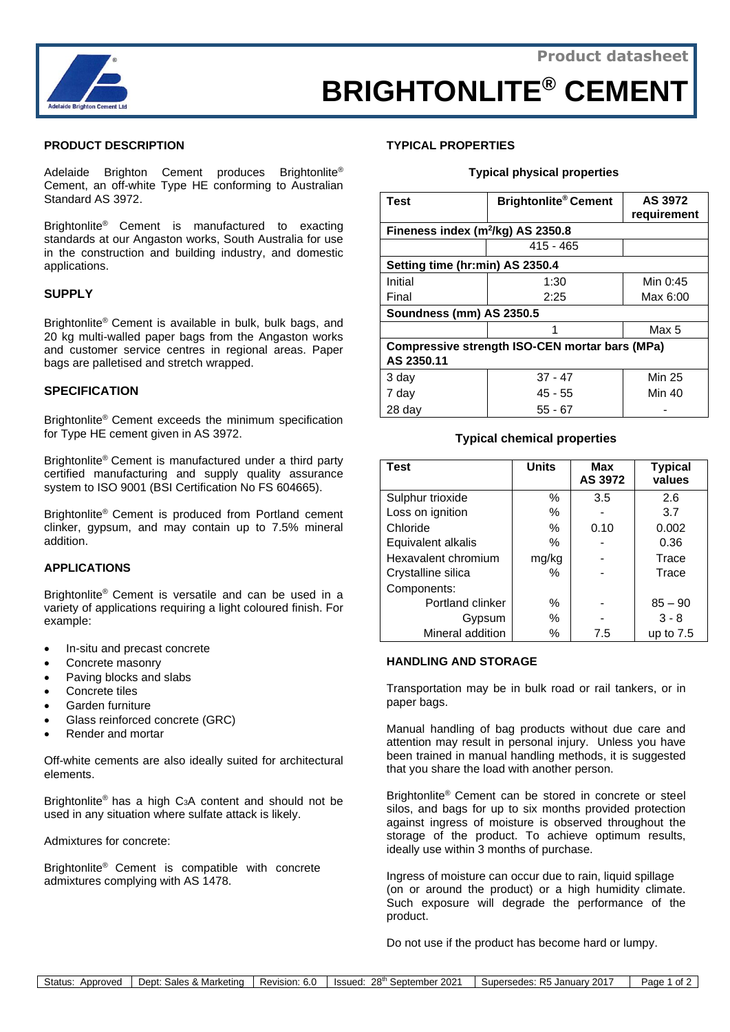Product datasheet

# BRIGHTONLITE® CEMENT

## PRODUCT DESCRIPTION

Adelaide Brighton Cement produces Brightonlite® Cement, an off-white Type HE conforming to Australian Standard AS 3972.

Brightonlite® Cement is manufactured to exacting standards at our Angaston works, South Australia for use in the construction and building industry, and domestic applications.

## SUPPLY

Brightonlite® Cement is available in bulk, bulk bags, and 20 kg multi-walled paper bags from the Angaston works and customer service centres in regional areas. Paper bags are palletised and stretch wrapped.

## SPECIFICATION

Brightonlite® Cement exceeds the minimum specification for Type HE cement given in AS 3972.

Brightonlite® Cement is manufactured under a third party certified manufacturing and supply quality assurance system to ISO 9001 (BSI Certification No FS 604665).

Brightonlite® Cement is produced from Portland cement clinker, gypsum, and may contain up to 7.5% mineral addition.

## APPLICATIONS

Brightonlite® Cement is versatile and can be used in a variety of applications requiring a light coloured finish. For example:

- In-situ and precast concrete
- Concrete masonry
- Paving blocks and slabs
- Concrete tiles
- Garden furniture
- Glass reinforced concrete (GRC)
- Render and mortar

Off-white cements are also ideally suited for architectural elements.

Brightonlite® has a high $C_3A$ content and should not be used in any situation where sulfate attack is likely.

Admixtures for concrete:

Brightonlite® Cement is compatible with concrete admixtures complying with AS 1478.

## TYPICAL PROPERTIES

### Typical physical properties

| Test | Brightonlite® Cement | AS 3972 requirement |
|---|---|---|
| **Fineness index ($m^2$/kg) AS 2350.8** | | |
| | 415 - 465 | |
| **Setting time (hr:min) AS 2350.4** | | |
| Initial | 1:30 | Min 0:45 |
| Final | 2:25 | Max 6:00 |
| **Soundness (mm) AS 2350.5** | | |
| | 1 | Max 5 |
| **Compressive strength ISO-CEN mortar bars (MPa) AS 2350.11** | | |
| 3 day | 37 - 47 | Min 25 |
| 7 day | 45 - 55 | Min 40 |
| 28 day | 55 - 67 | - |

### Typical chemical properties

| Test | Units | Max AS 3972 | Typical values |
|---|---|---|---|
| Sulphur trioxide | % | 3.5 | 2.6 |
| Loss on ignition | % | - | 3.7 |
| Chloride | % | 0.10 | 0.002 |
| Equivalent alkalis | % | - | 0.36 |
| Hexavalent chromium | mg/kg | - | Trace |
| Crystalline silica | % | - | Trace |
| Components: | | | |
| Portland clinker | % | - | 85 – 90 |
| Gypsum | % | - | 3 - 8 |
| Mineral addition | % | 7.5 | up to 7.5 |

## HANDLING AND STORAGE

Transportation may be in bulk road or rail tankers, or in paper bags.

Manual handling of bag products without due care and attention may result in personal injury. Unless you have been trained in manual handling methods, it is suggested that you share the load with another person.

Brightonlite® Cement can be stored in concrete or steel silos, and bags for up to six months provided protection against ingress of moisture is observed throughout the storage of the product. To achieve optimum results, ideally use within 3 months of purchase.

Ingress of moisture can occur due to rain, liquid spillage (on or around the product) or a high humidity climate. Such exposure will degrade the performance of the product.

Do not use if the product has become hard or lumpy.

| Status: Approved | Dept: Sales & Marketing | Revision: 6.0 | Issued: 28th September 2021 | Supersedes: R5 January 2017 |
|---|---|---|---|---|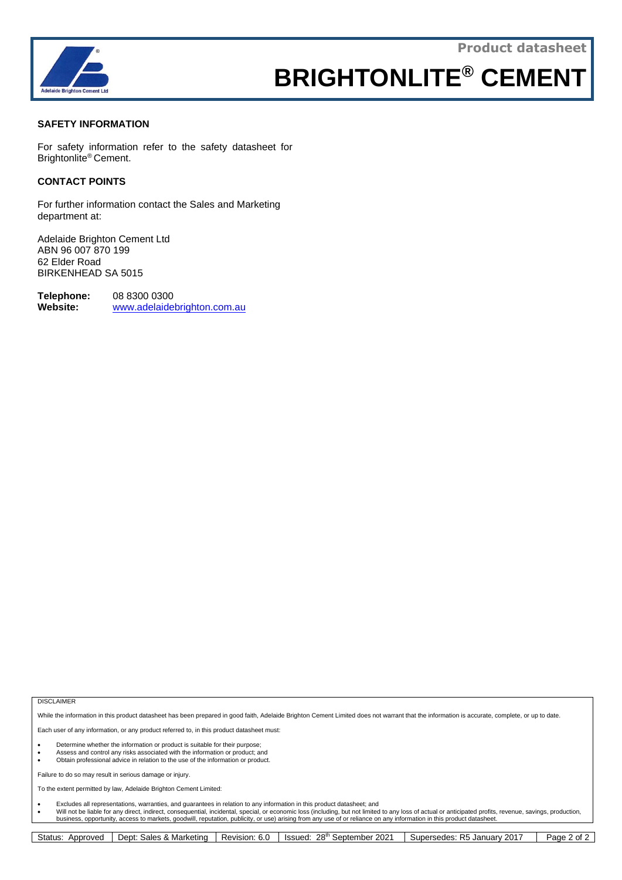# BRIGHTONLITE® CEMENT

Product datasheet

### SAFETY INFORMATION

For safety information refer to the safety datasheet for Brightonlite® Cement.

### CONTACT POINTS

For further information contact the Sales and Marketing department at:

Adelaide Brighton Cement Ltd
ABN 96 007 870 199
62 Elder Road
BIRKENHEAD SA 5015

**Telephone:** 08 8300 0300
**Website:** www.adelaidebrighton.com.au

DISCLAIMER

While the information in this product datasheet has been prepared in good faith, Adelaide Brighton Cement Limited does not warrant that the information is accurate, complete, or up to date.

Each user of any information, or any product referred to, in this product datasheet must:

- Determine whether the information or product is suitable for their purpose;
- Assess and control any risks associated with the information or product; and
- Obtain professional advice in relation to the use of the information or product.

Failure to do so may result in serious damage or injury.

To the extent permitted by law, Adelaide Brighton Cement Limited:

- Excludes all representations, warranties, and guarantees in relation to any information in this product datasheet; and
- Will not be liable for any direct, indirect, consequential, incidental, special, or economic loss (including, but not limited to any loss of actual or anticipated profits, revenue, savings, production, business, opportunity, access to markets, goodwill, reputation, publicity, or use) arising from any use of or reliance on any information in this product datasheet.

| | | | | |
|---|---|---|---|---|
| Status: Approved | Dept: Sales & Marketing | Revision: 6.0 | Issued: 28th September 2021 | Supersedes: R5 January 2017 |